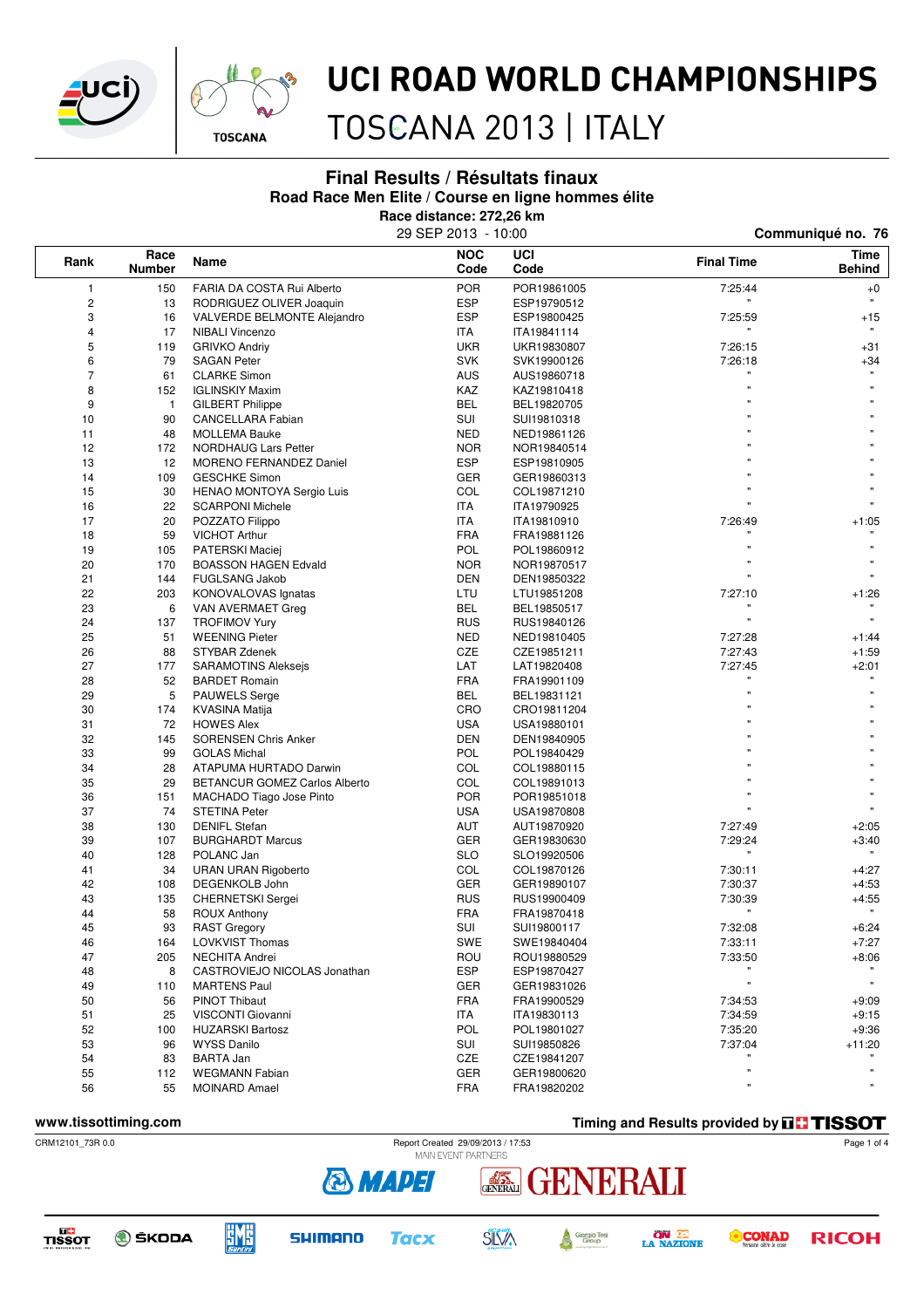# UCI ROAD WORLD CHAMPIONSHIPS

TOSCANA 2013 | ITALY

## Final Results / Résultats finaux

### Road Race Men Elite / Course en ligne hommes élite

**Race distance: 272,26 km**

29 SEP 2013 - 10:00

**Communiqué no. 76**

| Rank | Race Number | Name | NOC Code | UCI Code | Final Time | Time Behind |
|---|---|---|---|---|---|---|
| 1 | 150 | FARIA DA COSTA Rui Alberto | POR | POR19861005 | 7:25:44 | +0 |
| 2 | 13 | RODRIGUEZ OLIVER Joaquin | ESP | ESP19790512 | " | " |
| 3 | 16 | VALVERDE BELMONTE Alejandro | ESP | ESP19800425 | 7:25:59 | +15 |
| 4 | 17 | NIBALI Vincenzo | ITA | ITA19841114 | " | " |
| 5 | 119 | GRIVKO Andriy | UKR | UKR19830807 | 7:26:15 | +31 |
| 6 | 79 | SAGAN Peter | SVK | SVK19900126 | 7:26:18 | +34 |
| 7 | 61 | CLARKE Simon | AUS | AUS19860718 | " | " |
| 8 | 152 | IGLINSKIY Maxim | KAZ | KAZ19810418 | " | " |
| 9 | 1 | GILBERT Philippe | BEL | BEL19820705 | " | " |
| 10 | 90 | CANCELLARA Fabian | SUI | SUI19810318 | " | " |
| 11 | 48 | MOLLEMA Bauke | NED | NED19861126 | " | " |
| 12 | 172 | NORDHAUG Lars Petter | NOR | NOR19840514 | " | " |
| 13 | 12 | MORENO FERNANDEZ Daniel | ESP | ESP19810905 | " | " |
| 14 | 109 | GESCHKE Simon | GER | GER19860313 | " | " |
| 15 | 30 | HENAO MONTOYA Sergio Luis | COL | COL19871210 | " | " |
| 16 | 22 | SCARPONI Michele | ITA | ITA19790925 | " | " |
| 17 | 20 | POZZATO Filippo | ITA | ITA19810910 | 7:26:49 | +1:05 |
| 18 | 59 | VICHOT Arthur | FRA | FRA19881126 | " | " |
| 19 | 105 | PATERSKI Maciej | POL | POL19860912 | " | " |
| 20 | 170 | BOASSON HAGEN Edvald | NOR | NOR19870517 | " | " |
| 21 | 144 | FUGLSANG Jakob | DEN | DEN19850322 | " | " |
| 22 | 203 | KONOVALOVAS Ignatas | LTU | LTU19851208 | 7:27:10 | +1:26 |
| 23 | 6 | VAN AVERMAET Greg | BEL | BEL19850517 | " | " |
| 24 | 137 | TROFIMOV Yury | RUS | RUS19840126 | " | " |
| 25 | 51 | WEENING Pieter | NED | NED19810405 | 7:27:28 | +1:44 |
| 26 | 88 | STYBAR Zdenek | CZE | CZE19851211 | 7:27:43 | +1:59 |
| 27 | 177 | SARAMOTINS Aleksejs | LAT | LAT19820408 | 7:27:45 | +2:01 |
| 28 | 52 | BARDET Romain | FRA | FRA19901109 | " | " |
| 29 | 5 | PAUWELS Serge | BEL | BEL19831121 | " | " |
| 30 | 174 | KVASINA Matija | CRO | CRO19811204 | " | " |
| 31 | 72 | HOWES Alex | USA | USA19880101 | " | " |
| 32 | 145 | SORENSEN Chris Anker | DEN | DEN19840905 | " | " |
| 33 | 99 | GOLAS Michal | POL | POL19840429 | " | " |
| 34 | 28 | ATAPUMA HURTADO Darwin | COL | COL19880115 | " | " |
| 35 | 29 | BETANCUR GOMEZ Carlos Alberto | COL | COL19891013 | " | " |
| 36 | 151 | MACHADO Tiago Jose Pinto | POR | POR19851018 | " | " |
| 37 | 74 | STETINA Peter | USA | USA19870808 | " | " |
| 38 | 130 | DENIFL Stefan | AUT | AUT19870920 | 7:27:49 | +2:05 |
| 39 | 107 | BURGHARDT Marcus | GER | GER19830630 | 7:29:24 | +3:40 |
| 40 | 128 | POLANC Jan | SLO | SLO19920506 | " | " |
| 41 | 34 | URAN URAN Rigoberto | COL | COL19870126 | 7:30:11 | +4:27 |
| 42 | 108 | DEGENKOLB John | GER | GER19890107 | 7:30:37 | +4:53 |
| 43 | 135 | CHERNETSKI Sergei | RUS | RUS19900409 | 7:30:39 | +4:55 |
| 44 | 58 | ROUX Anthony | FRA | FRA19870418 | " | " |
| 45 | 93 | RAST Gregory | SUI | SUI19800117 | 7:32:08 | +6:24 |
| 46 | 164 | LOVKVIST Thomas | SWE | SWE19840404 | 7:33:11 | +7:27 |
| 47 | 205 | NECHITA Andrei | ROU | ROU19880529 | 7:33:50 | +8:06 |
| 48 | 8 | CASTROVIEJO NICOLAS Jonathan | ESP | ESP19870427 | " | " |
| 49 | 110 | MARTENS Paul | GER | GER19831026 | " | " |
| 50 | 56 | PINOT Thibaut | FRA | FRA19900529 | 7:34:53 | +9:09 |
| 51 | 25 | VISCONTI Giovanni | ITA | ITA19830113 | 7:34:59 | +9:15 |
| 52 | 100 | HUZARSKI Bartosz | POL | POL19801027 | 7:35:20 | +9:36 |
| 53 | 96 | WYSS Danilo | SUI | SUI19850826 | 7:37:04 | +11:20 |
| 54 | 83 | BARTA Jan | CZE | CZE19841207 | " | " |
| 55 | 112 | WEGMANN Fabian | GER | GER19800620 | " | " |
| 56 | 55 | MOINARD Amael | FRA | FRA19820202 | " | " |

www.tissottiming.com

Timing and Results provided by TISSOT

CRM12101_73R 0.0

Report Created 29/09/2013 / 17:53

MAIN EVENT PARTNERS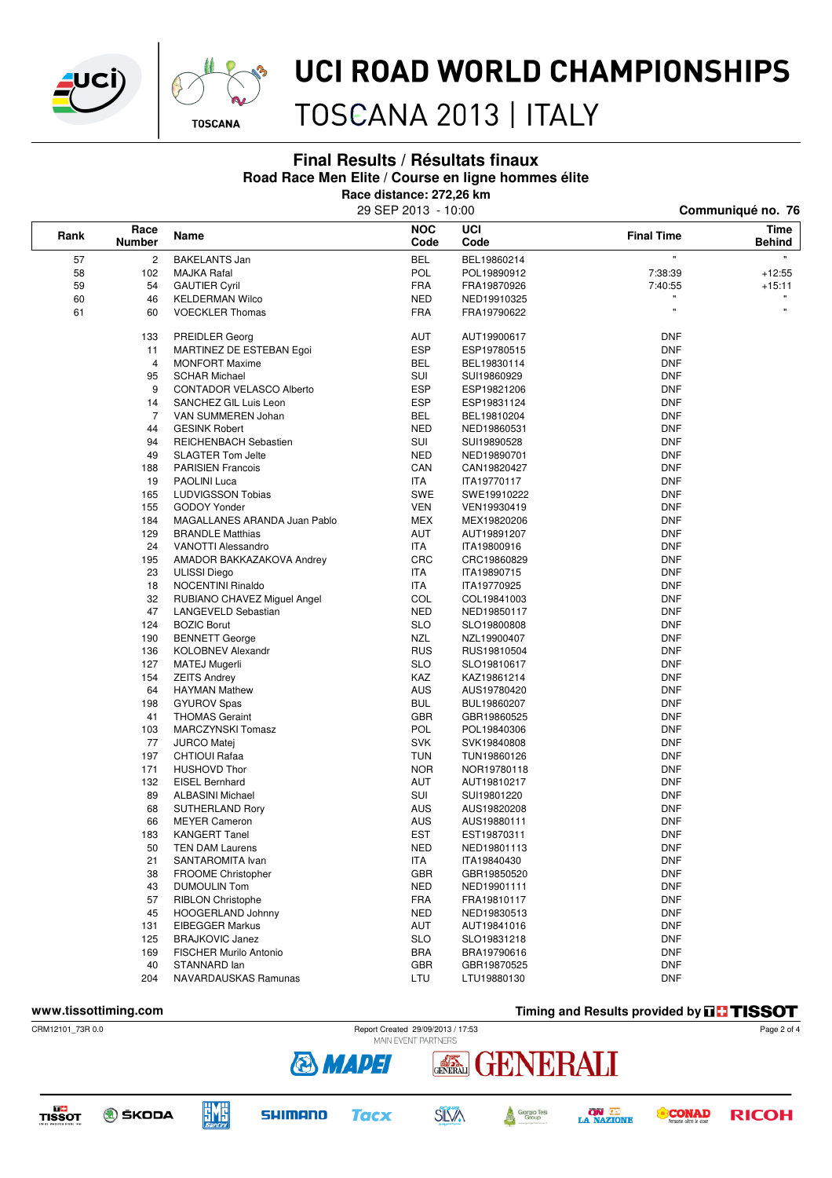# UCI ROAD WORLD CHAMPIONSHIPS

TOSCANA 2013 | ITALY

## Final Results / Résultats finaux

### Road Race Men Elite / Course en ligne hommes élite

**Race distance: 272,26 km**

29 SEP 2013 - 10:00

**Communiqué no. 76**

| Rank | Race Number | Name | NOC Code | UCI Code | Final Time | Time Behind |
|---|---|---|---|---|---|---|
| 57 | 2 | BAKELANTS Jan | BEL | BEL19860214 | " | " |
| 58 | 102 | MAJKA Rafal | POL | POL19890912 | 7:38:39 | +12:55 |
| 59 | 54 | GAUTIER Cyril | FRA | FRA19870926 | 7:40:55 | +15:11 |
| 60 | 46 | KELDERMAN Wilco | NED | NED19910325 | " | " |
| 61 | 60 | VOECKLER Thomas | FRA | FRA19790622 | " | " |
| | 133 | PREIDLER Georg | AUT | AUT19900617 | DNF | |
| | 11 | MARTINEZ DE ESTEBAN Egoi | ESP | ESP19780515 | DNF | |
| | 4 | MONFORT Maxime | BEL | BEL19830114 | DNF | |
| | 95 | SCHAR Michael | SUI | SUI19860929 | DNF | |
| | 9 | CONTADOR VELASCO Alberto | ESP | ESP19821206 | DNF | |
| | 14 | SANCHEZ GIL Luis Leon | ESP | ESP19831124 | DNF | |
| | 7 | VAN SUMMEREN Johan | BEL | BEL19810204 | DNF | |
| | 44 | GESINK Robert | NED | NED19860531 | DNF | |
| | 94 | REICHENBACH Sebastien | SUI | SUI19890528 | DNF | |
| | 49 | SLAGTER Tom Jelte | NED | NED19890701 | DNF | |
| | 188 | PARISIEN Francois | CAN | CAN19820427 | DNF | |
| | 19 | PAOLINI Luca | ITA | ITA19770117 | DNF | |
| | 165 | LUDVIGSSON Tobias | SWE | SWE19910222 | DNF | |
| | 155 | GODOY Yonder | VEN | VEN19930419 | DNF | |
| | 184 | MAGALLANES ARANDA Juan Pablo | MEX | MEX19820206 | DNF | |
| | 129 | BRANDLE Matthias | AUT | AUT19891207 | DNF | |
| | 24 | VANOTTI Alessandro | ITA | ITA19800916 | DNF | |
| | 195 | AMADOR BAKKAZAKOVA Andrey | CRC | CRC19860829 | DNF | |
| | 23 | ULISSI Diego | ITA | ITA19890715 | DNF | |
| | 18 | NOCENTINI Rinaldo | ITA | ITA19770925 | DNF | |
| | 32 | RUBIANO CHAVEZ Miguel Angel | COL | COL19841003 | DNF | |
| | 47 | LANGEVELD Sebastian | NED | NED19850117 | DNF | |
| | 124 | BOZIC Borut | SLO | SLO19800808 | DNF | |
| | 190 | BENNETT George | NZL | NZL19900407 | DNF | |
| | 136 | KOLOBNEV Alexandr | RUS | RUS19810504 | DNF | |
| | 127 | MATEJ Mugerli | SLO | SLO19810617 | DNF | |
| | 154 | ZEITS Andrey | KAZ | KAZ19861214 | DNF | |
| | 64 | HAYMAN Mathew | AUS | AUS19780420 | DNF | |
| | 198 | GYUROV Spas | BUL | BUL19860207 | DNF | |
| | 41 | THOMAS Geraint | GBR | GBR19860525 | DNF | |
| | 103 | MARCZYNSKI Tomasz | POL | POL19840306 | DNF | |
| | 77 | JURCO Matej | SVK | SVK19840808 | DNF | |
| | 197 | CHTIOUI Rafaa | TUN | TUN19860126 | DNF | |
| | 171 | HUSHOVD Thor | NOR | NOR19780118 | DNF | |
| | 132 | EISEL Bernhard | AUT | AUT19810217 | DNF | |
| | 89 | ALBASINI Michael | SUI | SUI19801220 | DNF | |
| | 68 | SUTHERLAND Rory | AUS | AUS19820208 | DNF | |
| | 66 | MEYER Cameron | AUS | AUS19880111 | DNF | |
| | 183 | KANGERT Tanel | EST | EST19870311 | DNF | |
| | 50 | TEN DAM Laurens | NED | NED19801113 | DNF | |
| | 21 | SANTAROMITA Ivan | ITA | ITA19840430 | DNF | |
| | 38 | FROOME Christopher | GBR | GBR19850520 | DNF | |
| | 43 | DUMOULIN Tom | NED | NED19901111 | DNF | |
| | 57 | RIBLON Christophe | FRA | FRA19810117 | DNF | |
| | 45 | HOOGERLAND Johnny | NED | NED19830513 | DNF | |
| | 131 | EIBEGGER Markus | AUT | AUT19841016 | DNF | |
| | 125 | BRAJKOVIC Janez | SLO | SLO19831218 | DNF | |
| | 169 | FISCHER Murilo Antonio | BRA | BRA19790616 | DNF | |
| | 40 | STANNARD Ian | GBR | GBR19870525 | DNF | |
| | 204 | NAVARDAUSKAS Ramunas | LTU | LTU19880130 | DNF | |

www.tissottiming.com

Timing and Results provided by TISSOT

CRM12101_73R 0.0

Report Created 29/09/2013 / 17:53

MAIN EVENT PARTNERS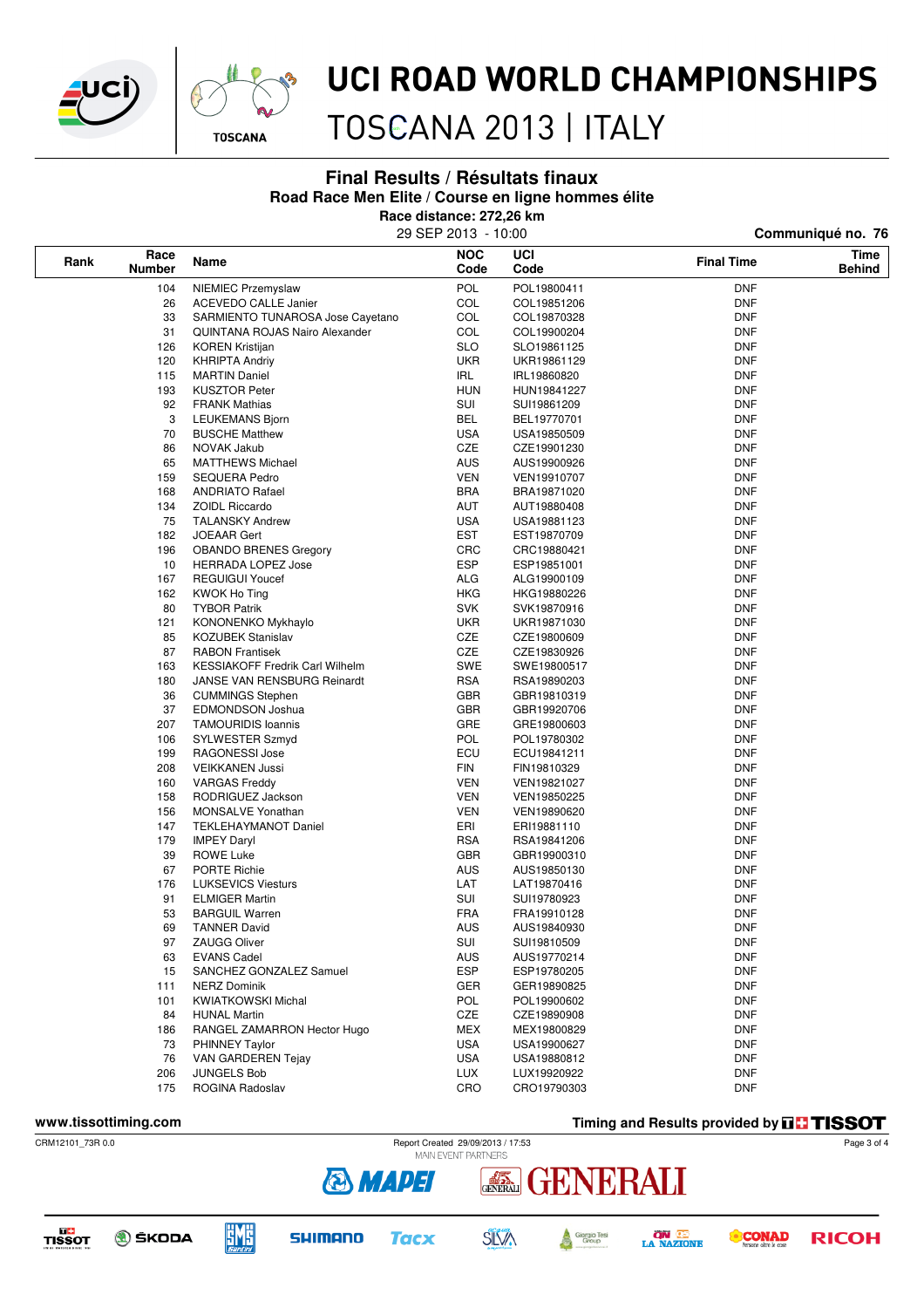# UCI ROAD WORLD CHAMPIONSHIPS

## TOSCANA 2013 | ITALY

### Final Results / Résultats finaux

**Road Race Men Elite / Course en ligne hommes élite**

**Race distance: 272,26 km**

29 SEP 2013 - 10:00

**Communiqué no. 76**

| Rank | Race Number | Name | NOC Code | UCI Code | Final Time | Time Behind |
|---|---|---|---|---|---|---|
| | 104 | NIEMIEC Przemyslaw | POL | POL19800411 | DNF | |
| | 26 | ACEVEDO CALLE Janier | COL | COL19851206 | DNF | |
| | 33 | SARMIENTO TUNAROSA Jose Cayetano | COL | COL19870328 | DNF | |
| | 31 | QUINTANA ROJAS Nairo Alexander | COL | COL19900204 | DNF | |
| | 126 | KOREN Kristijan | SLO | SLO19861125 | DNF | |
| | 120 | KHRIPTA Andriy | UKR | UKR19861129 | DNF | |
| | 115 | MARTIN Daniel | IRL | IRL19860820 | DNF | |
| | 193 | KUSZTOR Peter | HUN | HUN19841227 | DNF | |
| | 92 | FRANK Mathias | SUI | SUI19861209 | DNF | |
| | 3 | LEUKEMANS Bjorn | BEL | BEL19770701 | DNF | |
| | 70 | BUSCHE Matthew | USA | USA19850509 | DNF | |
| | 86 | NOVAK Jakub | CZE | CZE19901230 | DNF | |
| | 65 | MATTHEWS Michael | AUS | AUS19900926 | DNF | |
| | 159 | SEQUERA Pedro | VEN | VEN19910707 | DNF | |
| | 168 | ANDRIATO Rafael | BRA | BRA19871020 | DNF | |
| | 134 | ZOIDL Riccardo | AUT | AUT19880408 | DNF | |
| | 75 | TALANSKY Andrew | USA | USA19881123 | DNF | |
| | 182 | JOEAAR Gert | EST | EST19870709 | DNF | |
| | 196 | OBANDO BRENES Gregory | CRC | CRC19880421 | DNF | |
| | 10 | HERRADA LOPEZ Jose | ESP | ESP19851001 | DNF | |
| | 167 | REGUIGUI Youcef | ALG | ALG19900109 | DNF | |
| | 162 | KWOK Ho Ting | HKG | HKG19880226 | DNF | |
| | 80 | TYBOR Patrik | SVK | SVK19870916 | DNF | |
| | 121 | KONONENKO Mykhaylo | UKR | UKR19871030 | DNF | |
| | 85 | KOZUBEK Stanislav | CZE | CZE19800609 | DNF | |
| | 87 | RABON Frantisek | CZE | CZE19830926 | DNF | |
| | 163 | KESSIAKOFF Fredrik Carl Wilhelm | SWE | SWE19800517 | DNF | |
| | 180 | JANSE VAN RENSBURG Reinardt | RSA | RSA19890203 | DNF | |
| | 36 | CUMMINGS Stephen | GBR | GBR19810319 | DNF | |
| | 37 | EDMONDSON Joshua | GBR | GBR19920706 | DNF | |
| | 207 | TAMOURIDIS Ioannis | GRE | GRE19800603 | DNF | |
| | 106 | SYLWESTER Szmyd | POL | POL19780302 | DNF | |
| | 199 | RAGONESSI Jose | ECU | ECU19841211 | DNF | |
| | 208 | VEIKKANEN Jussi | FIN | FIN19810329 | DNF | |
| | 160 | VARGAS Freddy | VEN | VEN19821027 | DNF | |
| | 158 | RODRIGUEZ Jackson | VEN | VEN19850225 | DNF | |
| | 156 | MONSALVE Yonathan | VEN | VEN19890620 | DNF | |
| | 147 | TEKLEHAYMANOT Daniel | ERI | ERI19881110 | DNF | |
| | 179 | IMPEY Daryl | RSA | RSA19841206 | DNF | |
| | 39 | ROWE Luke | GBR | GBR19900310 | DNF | |
| | 67 | PORTE Richie | AUS | AUS19850130 | DNF | |
| | 176 | LUKSEVICS Viesturs | LAT | LAT19870416 | DNF | |
| | 91 | ELMIGER Martin | SUI | SUI19780923 | DNF | |
| | 53 | BARGUIL Warren | FRA | FRA19910128 | DNF | |
| | 69 | TANNER David | AUS | AUS19840930 | DNF | |
| | 97 | ZAUGG Oliver | SUI | SUI19810509 | DNF | |
| | 63 | EVANS Cadel | AUS | AUS19770214 | DNF | |
| | 15 | SANCHEZ GONZALEZ Samuel | ESP | ESP19780205 | DNF | |
| | 111 | NERZ Dominik | GER | GER19890825 | DNF | |
| | 101 | KWIATKOWSKI Michal | POL | POL19900602 | DNF | |
| | 84 | HUNAL Martin | CZE | CZE19890908 | DNF | |
| | 186 | RANGEL ZAMARRON Hector Hugo | MEX | MEX19800829 | DNF | |
| | 73 | PHINNEY Taylor | USA | USA19900627 | DNF | |
| | 76 | VAN GARDEREN Tejay | USA | USA19880812 | DNF | |
| | 206 | JUNGELS Bob | LUX | LUX19920922 | DNF | |
| | 175 | ROGINA Radoslav | CRO | CRO19790303 | DNF | |

www.tissottiming.com

Timing and Results provided by TISSOT

CRM12101_73R 0.0 — Report Created 29/09/2013 / 17:53

MAIN EVENT PARTNERS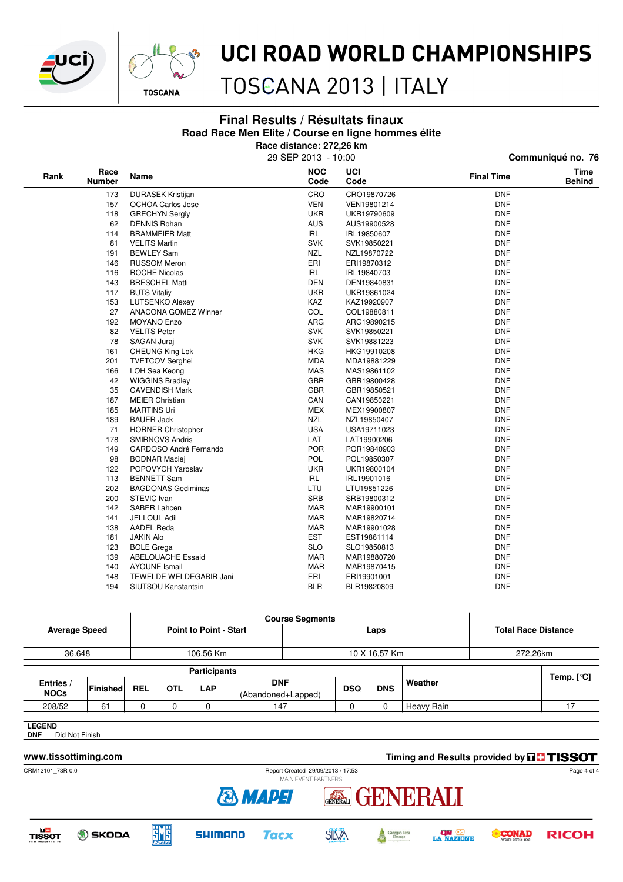# UCI ROAD WORLD CHAMPIONSHIPS

## TOSCANA 2013 | ITALY

### Final Results / Résultats finaux

**Road Race Men Elite / Course en ligne hommes élite**

**Race distance: 272,26 km**

29 SEP 2013 - 10:00

**Communiqué no. 76**

| Rank | Race Number | Name | NOC Code | UCI Code | Final Time | Time Behind |
|---|---|---|---|---|---|---|
| | 173 | DURASEK Kristijan | CRO | CRO19870726 | DNF | |
| | 157 | OCHOA Carlos Jose | VEN | VEN19801214 | DNF | |
| | 118 | GRECHYN Sergiy | UKR | UKR19790609 | DNF | |
| | 62 | DENNIS Rohan | AUS | AUS19900528 | DNF | |
| | 114 | BRAMMEIER Matt | IRL | IRL19850607 | DNF | |
| | 81 | VELITS Martin | SVK | SVK19850221 | DNF | |
| | 191 | BEWLEY Sam | NZL | NZL19870722 | DNF | |
| | 146 | RUSSOM Meron | ERI | ERI19870312 | DNF | |
| | 116 | ROCHE Nicolas | IRL | IRL19840703 | DNF | |
| | 143 | BRESCHEL Matti | DEN | DEN19840831 | DNF | |
| | 117 | BUTS Vitaliy | UKR | UKR19861024 | DNF | |
| | 153 | LUTSENKO Alexey | KAZ | KAZ19920907 | DNF | |
| | 27 | ANACONA GOMEZ Winner | COL | COL19880811 | DNF | |
| | 192 | MOYANO Enzo | ARG | ARG19890215 | DNF | |
| | 82 | VELITS Peter | SVK | SVK19850221 | DNF | |
| | 78 | SAGAN Juraj | SVK | SVK19881223 | DNF | |
| | 161 | CHEUNG King Lok | HKG | HKG19910208 | DNF | |
| | 201 | TVETCOV Serghei | MDA | MDA19881229 | DNF | |
| | 166 | LOH Sea Keong | MAS | MAS19861102 | DNF | |
| | 42 | WIGGINS Bradley | GBR | GBR19800428 | DNF | |
| | 35 | CAVENDISH Mark | GBR | GBR19850521 | DNF | |
| | 187 | MEIER Christian | CAN | CAN19850221 | DNF | |
| | 185 | MARTINS Uri | MEX | MEX19900807 | DNF | |
| | 189 | BAUER Jack | NZL | NZL19850407 | DNF | |
| | 71 | HORNER Christopher | USA | USA19711023 | DNF | |
| | 178 | SMIRNOVS Andris | LAT | LAT19900206 | DNF | |
| | 149 | CARDOSO André Fernando | POR | POR19840903 | DNF | |
| | 98 | BODNAR Maciej | POL | POL19850307 | DNF | |
| | 122 | POPOVYCH Yaroslav | UKR | UKR19800104 | DNF | |
| | 113 | BENNETT Sam | IRL | IRL19901016 | DNF | |
| | 202 | BAGDONAS Gediminas | LTU | LTU19851226 | DNF | |
| | 200 | STEVIC Ivan | SRB | SRB19800312 | DNF | |
| | 142 | SABER Lahcen | MAR | MAR19900101 | DNF | |
| | 141 | JELLOUL Adil | MAR | MAR19820714 | DNF | |
| | 138 | AADEL Reda | MAR | MAR19901028 | DNF | |
| | 181 | JAKIN Alo | EST | EST19861114 | DNF | |
| | 123 | BOLE Grega | SLO | SLO19850813 | DNF | |
| | 139 | ABELOUACHE Essaid | MAR | MAR19880720 | DNF | |
| | 140 | AYOUNE Ismail | MAR | MAR19870415 | DNF | |
| | 148 | TEWELDE WELDEGABIR Jani | ERI | ERI19901001 | DNF | |
| | 194 | SIUTSOU Kanstantsin | BLR | BLR19820809 | DNF | |

| Average Speed | Course Segments | | Total Race Distance |
|---|---|---|---|
| | Point to Point - Start | Laps | |
| 36.648 | 106,56 Km | 10 X 16,57 Km | 272,26km |

| Participants | | | | | | | | Weather | Temp. [°C] |
|---|---|---|---|---|---|---|---|---|---|
| Entries / NOCs | Finished | REL | OTL | LAP | DNF (Abandoned+Lapped) | DSQ | DNS | | |
| 208/52 | 61 | 0 | 0 | 0 | 147 | 0 | 0 | Heavy Rain | 17 |

**LEGEND**

**DNF** Did Not Finish

**www.tissottiming.com**

**Timing and Results provided by TISSOT**

CRM12101_73R 0.0

Report Created 29/09/2013 / 17:53

MAIN EVENT PARTNERS